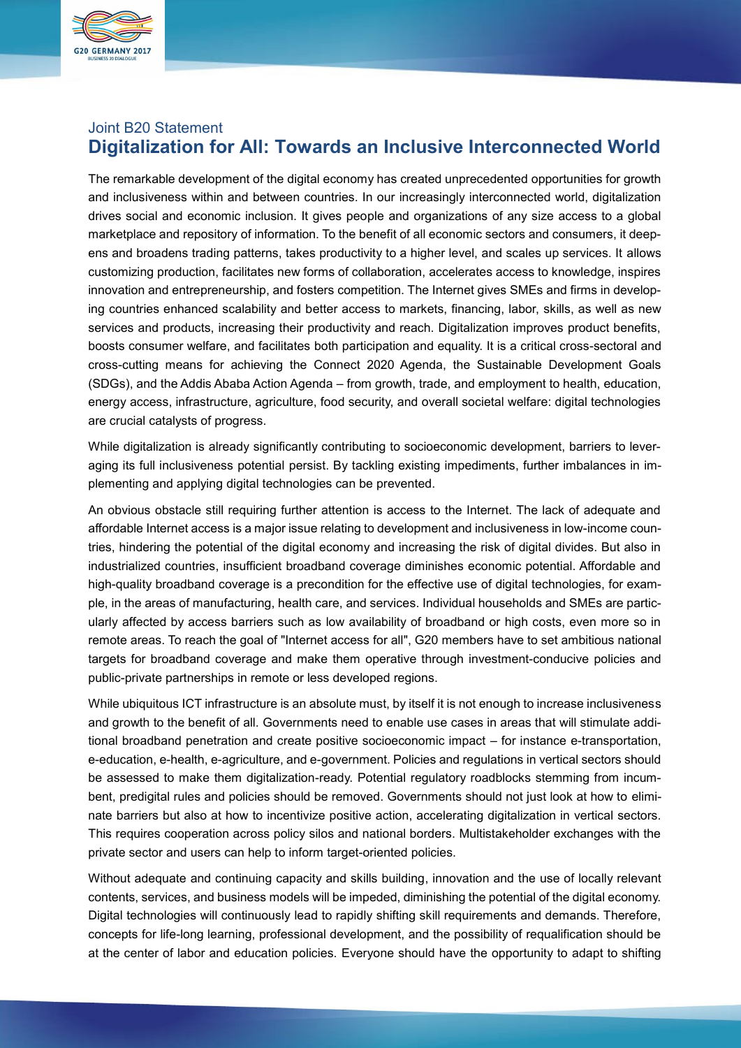Joint B20 Statement

# Digitalization for All: Towards an Inclusive Interconnected World

The remarkable development of the digital economy has created unprecedented opportunities for growth and inclusiveness within and between countries. In our increasingly interconnected world, digitalization drives social and economic inclusion. It gives people and organizations of any size access to a global marketplace and repository of information. To the benefit of all economic sectors and consumers, it deepens and broadens trading patterns, takes productivity to a higher level, and scales up services. It allows customizing production, facilitates new forms of collaboration, accelerates access to knowledge, inspires innovation and entrepreneurship, and fosters competition. The Internet gives SMEs and firms in developing countries enhanced scalability and better access to markets, financing, labor, skills, as well as new services and products, increasing their productivity and reach. Digitalization improves product benefits, boosts consumer welfare, and facilitates both participation and equality. It is a critical cross-sectoral and cross-cutting means for achieving the Connect 2020 Agenda, the Sustainable Development Goals (SDGs), and the Addis Ababa Action Agenda – from growth, trade, and employment to health, education, energy access, infrastructure, agriculture, food security, and overall societal welfare: digital technologies are crucial catalysts of progress.

While digitalization is already significantly contributing to socioeconomic development, barriers to leveraging its full inclusiveness potential persist. By tackling existing impediments, further imbalances in implementing and applying digital technologies can be prevented.

An obvious obstacle still requiring further attention is access to the Internet. The lack of adequate and affordable Internet access is a major issue relating to development and inclusiveness in low-income countries, hindering the potential of the digital economy and increasing the risk of digital divides. But also in industrialized countries, insufficient broadband coverage diminishes economic potential. Affordable and high-quality broadband coverage is a precondition for the effective use of digital technologies, for example, in the areas of manufacturing, health care, and services. Individual households and SMEs are particularly affected by access barriers such as low availability of broadband or high costs, even more so in remote areas. To reach the goal of "Internet access for all", G20 members have to set ambitious national targets for broadband coverage and make them operative through investment-conducive policies and public-private partnerships in remote or less developed regions.

While ubiquitous ICT infrastructure is an absolute must, by itself it is not enough to increase inclusiveness and growth to the benefit of all. Governments need to enable use cases in areas that will stimulate additional broadband penetration and create positive socioeconomic impact – for instance e-transportation, e-education, e-health, e-agriculture, and e-government. Policies and regulations in vertical sectors should be assessed to make them digitalization-ready. Potential regulatory roadblocks stemming from incumbent, predigital rules and policies should be removed. Governments should not just look at how to eliminate barriers but also at how to incentivize positive action, accelerating digitalization in vertical sectors. This requires cooperation across policy silos and national borders. Multistakeholder exchanges with the private sector and users can help to inform target-oriented policies.

Without adequate and continuing capacity and skills building, innovation and the use of locally relevant contents, services, and business models will be impeded, diminishing the potential of the digital economy. Digital technologies will continuously lead to rapidly shifting skill requirements and demands. Therefore, concepts for life-long learning, professional development, and the possibility of requalification should be at the center of labor and education policies. Everyone should have the opportunity to adapt to shifting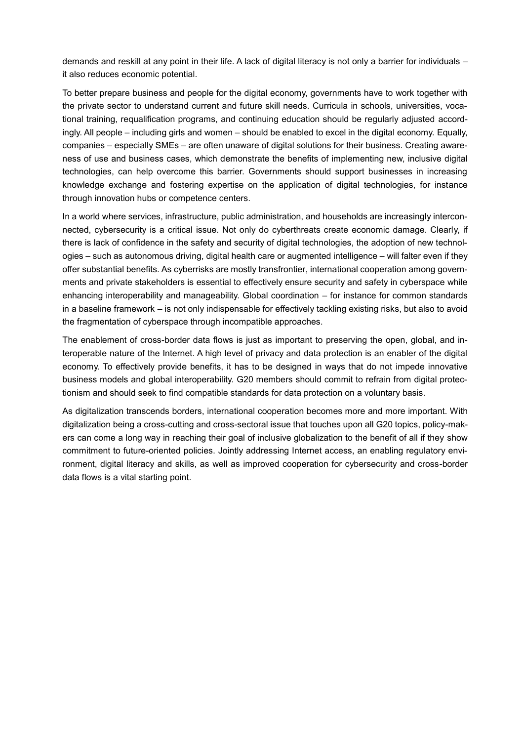demands and reskill at any point in their life. A lack of digital literacy is not only a barrier for individuals – it also reduces economic potential.

To better prepare business and people for the digital economy, governments have to work together with the private sector to understand current and future skill needs. Curricula in schools, universities, vocational training, requalification programs, and continuing education should be regularly adjusted accordingly. All people – including girls and women – should be enabled to excel in the digital economy. Equally, companies – especially SMEs – are often unaware of digital solutions for their business. Creating awareness of use and business cases, which demonstrate the benefits of implementing new, inclusive digital technologies, can help overcome this barrier. Governments should support businesses in increasing knowledge exchange and fostering expertise on the application of digital technologies, for instance through innovation hubs or competence centers.

In a world where services, infrastructure, public administration, and households are increasingly interconnected, cybersecurity is a critical issue. Not only do cyberthreats create economic damage. Clearly, if there is lack of confidence in the safety and security of digital technologies, the adoption of new technologies – such as autonomous driving, digital health care or augmented intelligence – will falter even if they offer substantial benefits. As cyberrisks are mostly transfrontier, international cooperation among governments and private stakeholders is essential to effectively ensure security and safety in cyberspace while enhancing interoperability and manageability. Global coordination – for instance for common standards in a baseline framework – is not only indispensable for effectively tackling existing risks, but also to avoid the fragmentation of cyberspace through incompatible approaches.

The enablement of cross-border data flows is just as important to preserving the open, global, and interoperable nature of the Internet. A high level of privacy and data protection is an enabler of the digital economy. To effectively provide benefits, it has to be designed in ways that do not impede innovative business models and global interoperability. G20 members should commit to refrain from digital protectionism and should seek to find compatible standards for data protection on a voluntary basis.

As digitalization transcends borders, international cooperation becomes more and more important. With digitalization being a cross-cutting and cross-sectoral issue that touches upon all G20 topics, policy-makers can come a long way in reaching their goal of inclusive globalization to the benefit of all if they show commitment to future-oriented policies. Jointly addressing Internet access, an enabling regulatory environment, digital literacy and skills, as well as improved cooperation for cybersecurity and cross-border data flows is a vital starting point.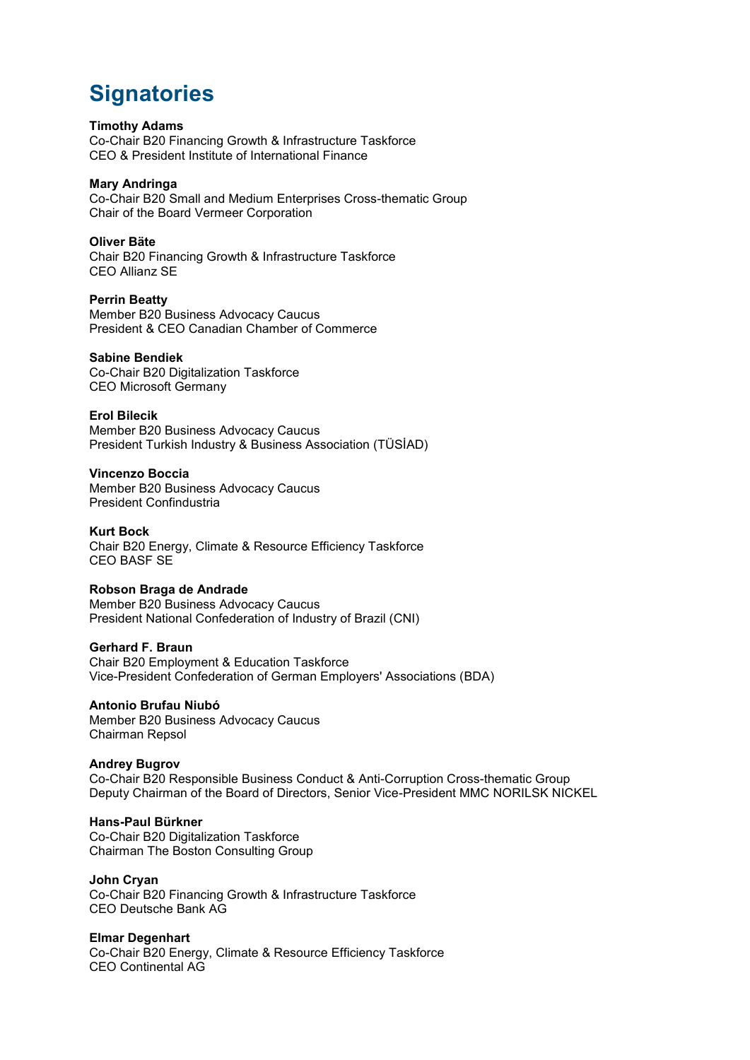# Signatories

**Timothy Adams**
Co-Chair B20 Financing Growth & Infrastructure Taskforce
CEO & President Institute of International Finance

**Mary Andringa**
Co-Chair B20 Small and Medium Enterprises Cross-thematic Group
Chair of the Board Vermeer Corporation

**Oliver Bäte**
Chair B20 Financing Growth & Infrastructure Taskforce
CEO Allianz SE

**Perrin Beatty**
Member B20 Business Advocacy Caucus
President & CEO Canadian Chamber of Commerce

**Sabine Bendiek**
Co-Chair B20 Digitalization Taskforce
CEO Microsoft Germany

**Erol Bilecik**
Member B20 Business Advocacy Caucus
President Turkish Industry & Business Association (TÜSİAD)

**Vincenzo Boccia**
Member B20 Business Advocacy Caucus
President Confindustria

**Kurt Bock**
Chair B20 Energy, Climate & Resource Efficiency Taskforce
CEO BASF SE

**Robson Braga de Andrade**
Member B20 Business Advocacy Caucus
President National Confederation of Industry of Brazil (CNI)

**Gerhard F. Braun**
Chair B20 Employment & Education Taskforce
Vice-President Confederation of German Employers' Associations (BDA)

**Antonio Brufau Niubó**
Member B20 Business Advocacy Caucus
Chairman Repsol

**Andrey Bugrov**
Co-Chair B20 Responsible Business Conduct & Anti-Corruption Cross-thematic Group
Deputy Chairman of the Board of Directors, Senior Vice-President MMC NORILSK NICKEL

**Hans-Paul Bürkner**
Co-Chair B20 Digitalization Taskforce
Chairman The Boston Consulting Group

**John Cryan**
Co-Chair B20 Financing Growth & Infrastructure Taskforce
CEO Deutsche Bank AG

**Elmar Degenhart**
Co-Chair B20 Energy, Climate & Resource Efficiency Taskforce
CEO Continental AG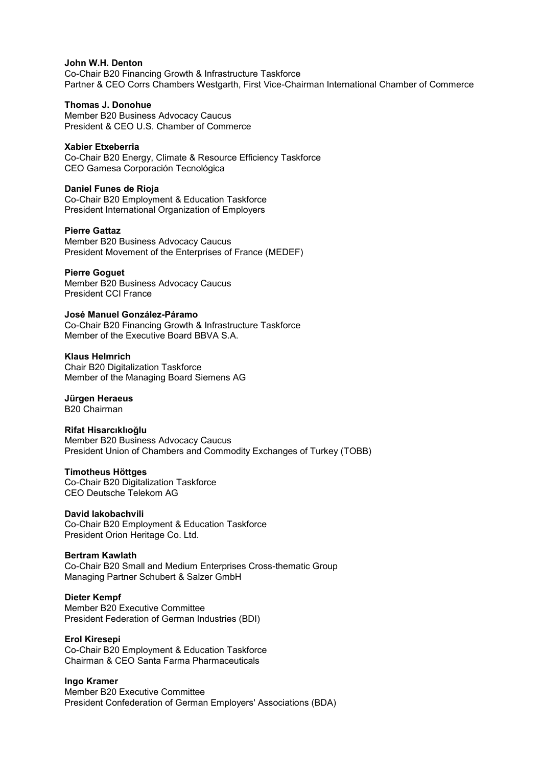**John W.H. Denton**
Co-Chair B20 Financing Growth & Infrastructure Taskforce
Partner & CEO Corrs Chambers Westgarth, First Vice-Chairman International Chamber of Commerce

**Thomas J. Donohue**
Member B20 Business Advocacy Caucus
President & CEO U.S. Chamber of Commerce

**Xabier Etxeberria**
Co-Chair B20 Energy, Climate & Resource Efficiency Taskforce
CEO Gamesa Corporación Tecnológica

**Daniel Funes de Rioja**
Co-Chair B20 Employment & Education Taskforce
President International Organization of Employers

**Pierre Gattaz**
Member B20 Business Advocacy Caucus
President Movement of the Enterprises of France (MEDEF)

**Pierre Goguet**
Member B20 Business Advocacy Caucus
President CCI France

**José Manuel González-Páramo**
Co-Chair B20 Financing Growth & Infrastructure Taskforce
Member of the Executive Board BBVA S.A.

**Klaus Helmrich**
Chair B20 Digitalization Taskforce
Member of the Managing Board Siemens AG

**Jürgen Heraeus**
B20 Chairman

**Rifat Hisarcıklıoğlu**
Member B20 Business Advocacy Caucus
President Union of Chambers and Commodity Exchanges of Turkey (TOBB)

**Timotheus Höttges**
Co-Chair B20 Digitalization Taskforce
CEO Deutsche Telekom AG

**David Iakobachvili**
Co-Chair B20 Employment & Education Taskforce
President Orion Heritage Co. Ltd.

**Bertram Kawlath**
Co-Chair B20 Small and Medium Enterprises Cross-thematic Group
Managing Partner Schubert & Salzer GmbH

**Dieter Kempf**
Member B20 Executive Committee
President Federation of German Industries (BDI)

**Erol Kiresepi**
Co-Chair B20 Employment & Education Taskforce
Chairman & CEO Santa Farma Pharmaceuticals

**Ingo Kramer**
Member B20 Executive Committee
President Confederation of German Employers' Associations (BDA)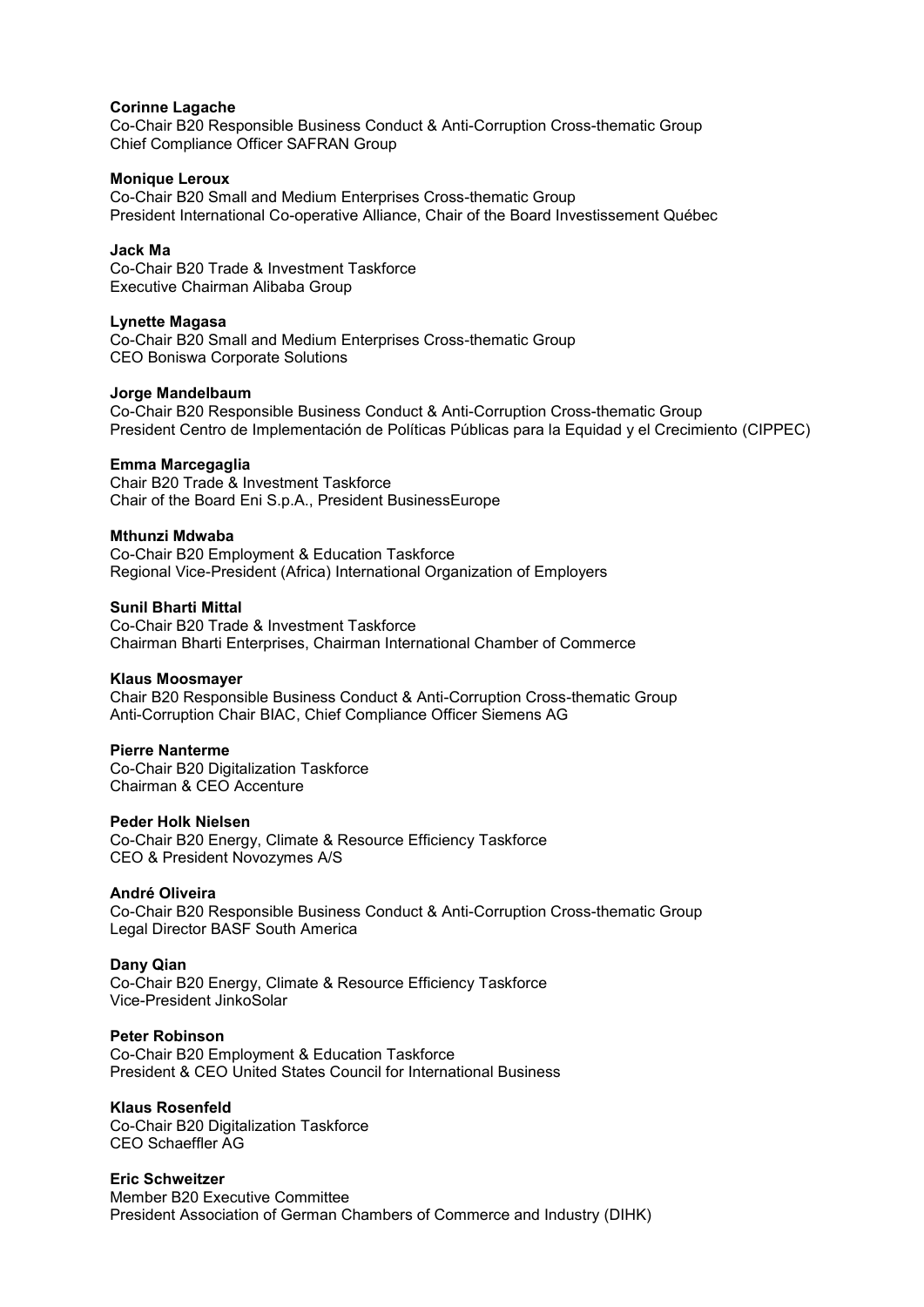**Corinne Lagache**
Co-Chair B20 Responsible Business Conduct & Anti-Corruption Cross-thematic Group
Chief Compliance Officer SAFRAN Group

**Monique Leroux**
Co-Chair B20 Small and Medium Enterprises Cross-thematic Group
President International Co-operative Alliance, Chair of the Board Investissement Québec

**Jack Ma**
Co-Chair B20 Trade & Investment Taskforce
Executive Chairman Alibaba Group

**Lynette Magasa**
Co-Chair B20 Small and Medium Enterprises Cross-thematic Group
CEO Boniswa Corporate Solutions

**Jorge Mandelbaum**
Co-Chair B20 Responsible Business Conduct & Anti-Corruption Cross-thematic Group
President Centro de Implementación de Políticas Públicas para la Equidad y el Crecimiento (CIPPEC)

**Emma Marcegaglia**
Chair B20 Trade & Investment Taskforce
Chair of the Board Eni S.p.A., President BusinessEurope

**Mthunzi Mdwaba**
Co-Chair B20 Employment & Education Taskforce
Regional Vice-President (Africa) International Organization of Employers

**Sunil Bharti Mittal**
Co-Chair B20 Trade & Investment Taskforce
Chairman Bharti Enterprises, Chairman International Chamber of Commerce

**Klaus Moosmayer**
Chair B20 Responsible Business Conduct & Anti-Corruption Cross-thematic Group
Anti-Corruption Chair BIAC, Chief Compliance Officer Siemens AG

**Pierre Nanterme**
Co-Chair B20 Digitalization Taskforce
Chairman & CEO Accenture

**Peder Holk Nielsen**
Co-Chair B20 Energy, Climate & Resource Efficiency Taskforce
CEO & President Novozymes A/S

**André Oliveira**
Co-Chair B20 Responsible Business Conduct & Anti-Corruption Cross-thematic Group
Legal Director BASF South America

**Dany Qian**
Co-Chair B20 Energy, Climate & Resource Efficiency Taskforce
Vice-President JinkoSolar

**Peter Robinson**
Co-Chair B20 Employment & Education Taskforce
President & CEO United States Council for International Business

**Klaus Rosenfeld**
Co-Chair B20 Digitalization Taskforce
CEO Schaeffler AG

**Eric Schweitzer**
Member B20 Executive Committee
President Association of German Chambers of Commerce and Industry (DIHK)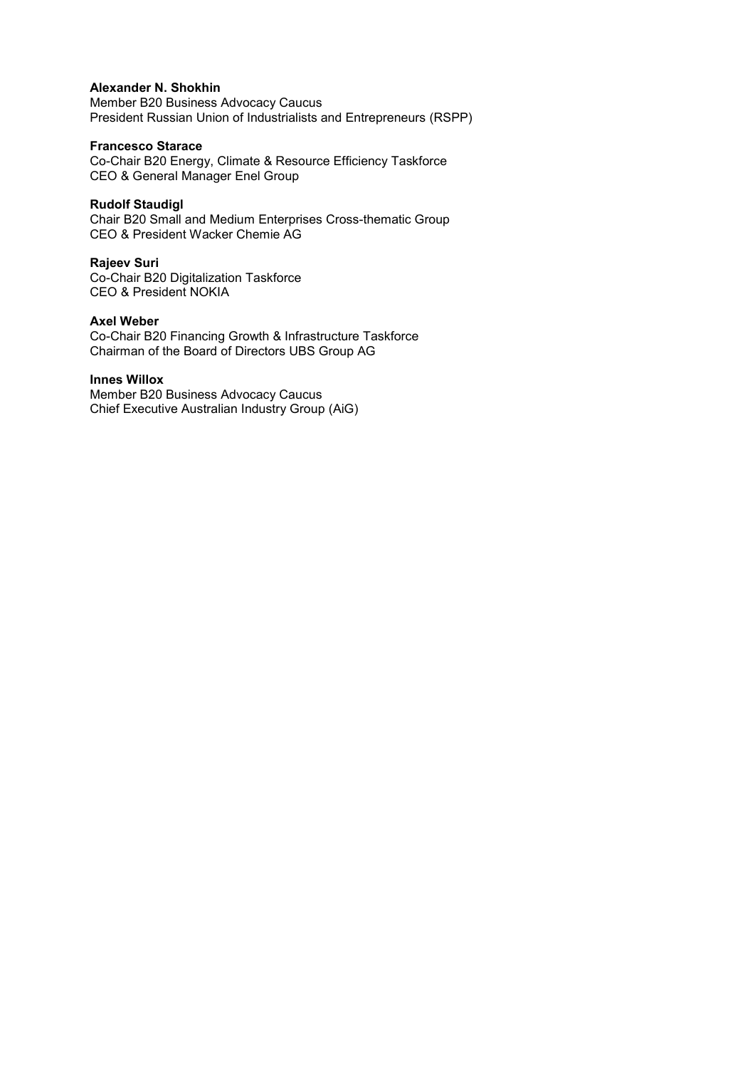**Alexander N. Shokhin**
Member B20 Business Advocacy Caucus
President Russian Union of Industrialists and Entrepreneurs (RSPP)

**Francesco Starace**
Co-Chair B20 Energy, Climate & Resource Efficiency Taskforce
CEO & General Manager Enel Group

**Rudolf Staudigl**
Chair B20 Small and Medium Enterprises Cross-thematic Group
CEO & President Wacker Chemie AG

**Rajeev Suri**
Co-Chair B20 Digitalization Taskforce
CEO & President NOKIA

**Axel Weber**
Co-Chair B20 Financing Growth & Infrastructure Taskforce
Chairman of the Board of Directors UBS Group AG

**Innes Willox**
Member B20 Business Advocacy Caucus
Chief Executive Australian Industry Group (AiG)